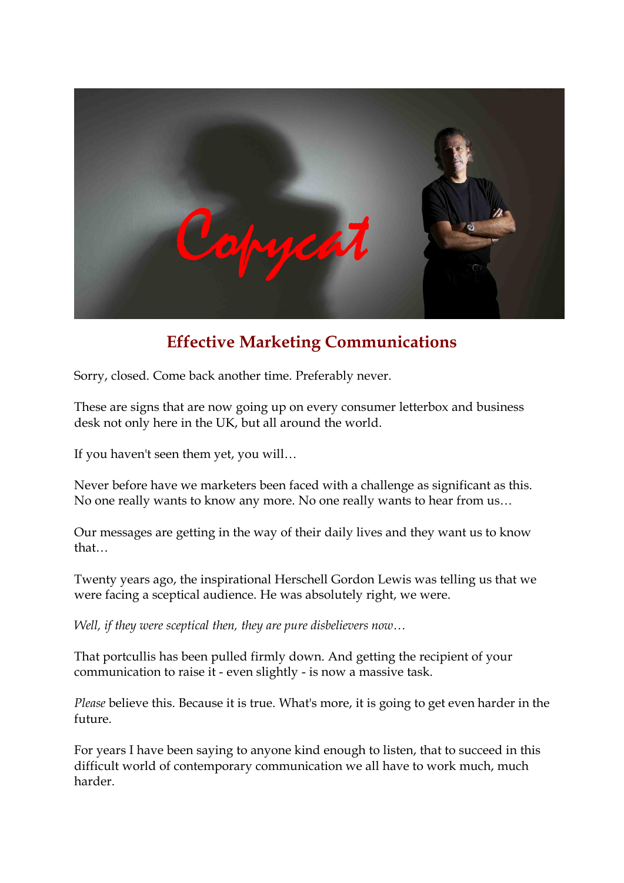# Effective Marketing Communications

Sorry, closed. Come back another time. Preferably never.

These are signs that are now going up on every consumer letterbox and business desk not only here in the UK, but all around the world.

If you haven't seen them yet, you will…

Never before have we marketers been faced with a challenge as significant as this. No one really wants to know any more. No one really wants to hear from us…

Our messages are getting in the way of their daily lives and they want us to know that…

Twenty years ago, the inspirational Herschell Gordon Lewis was telling us that we were facing a sceptical audience. He was absolutely right, we were.

*Well, if they were sceptical then, they are pure disbelievers now…*

That portcullis has been pulled firmly down. And getting the recipient of your communication to raise it - even slightly - is now a massive task.

*Please* believe this. Because it is true. What's more, it is going to get even harder in the future.

For years I have been saying to anyone kind enough to listen, that to succeed in this difficult world of contemporary communication we all have to work much, much harder.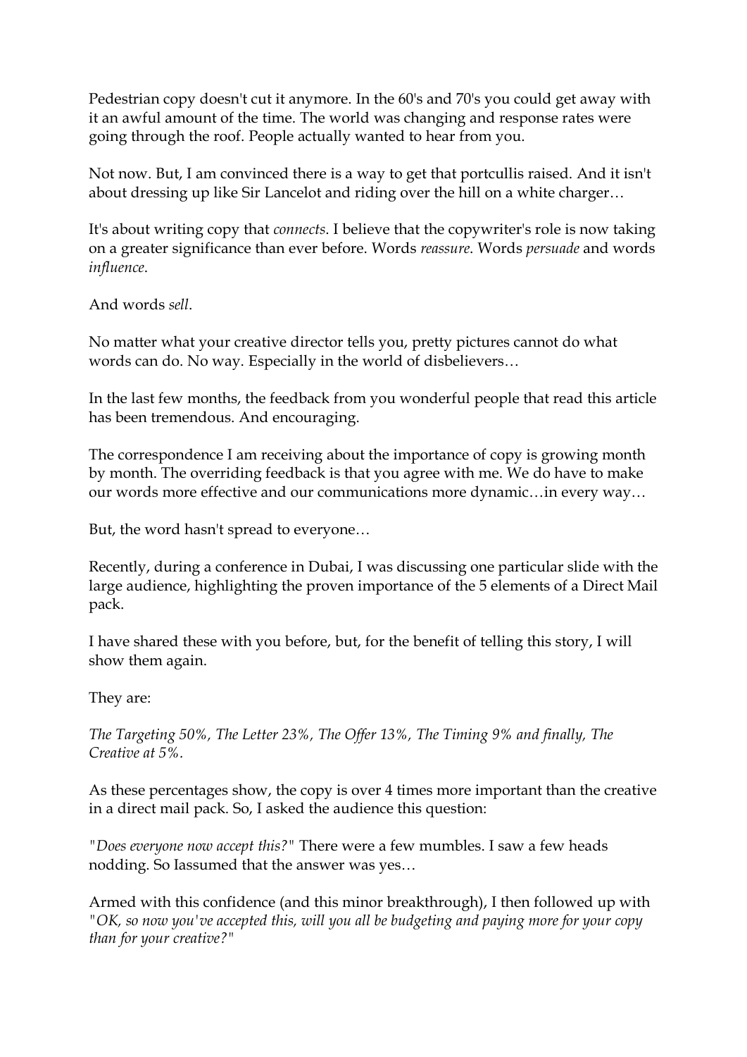Pedestrian copy doesn't cut it anymore. In the 60's and 70's you could get away with it an awful amount of the time. The world was changing and response rates were going through the roof. People actually wanted to hear from you.

Not now. But, I am convinced there is a way to get that portcullis raised. And it isn't about dressing up like Sir Lancelot and riding over the hill on a white charger…

It's about writing copy that *connects*. I believe that the copywriter's role is now taking on a greater significance than ever before. Words *reassure*. Words *persuade* and words *influence*.

And words *sell*.

No matter what your creative director tells you, pretty pictures cannot do what words can do. No way. Especially in the world of disbelievers…

In the last few months, the feedback from you wonderful people that read this article has been tremendous. And encouraging.

The correspondence I am receiving about the importance of copy is growing month by month. The overriding feedback is that you agree with me. We do have to make our words more effective and our communications more dynamic…in every way…

But, the word hasn't spread to everyone…

Recently, during a conference in Dubai, I was discussing one particular slide with the large audience, highlighting the proven importance of the 5 elements of a Direct Mail pack.

I have shared these with you before, but, for the benefit of telling this story, I will show them again.

They are:

*The Targeting 50%, The Letter 23%, The Offer 13%, The Timing 9% and finally, The Creative at 5%.*

As these percentages show, the copy is over 4 times more important than the creative in a direct mail pack. So, I asked the audience this question:

"*Does everyone now accept this?*" There were a few mumbles. I saw a few heads nodding. So Iassumed that the answer was yes…

Armed with this confidence (and this minor breakthrough), I then followed up with "*OK, so now you've accepted this, will you all be budgeting and paying more for your copy than for your creative?*"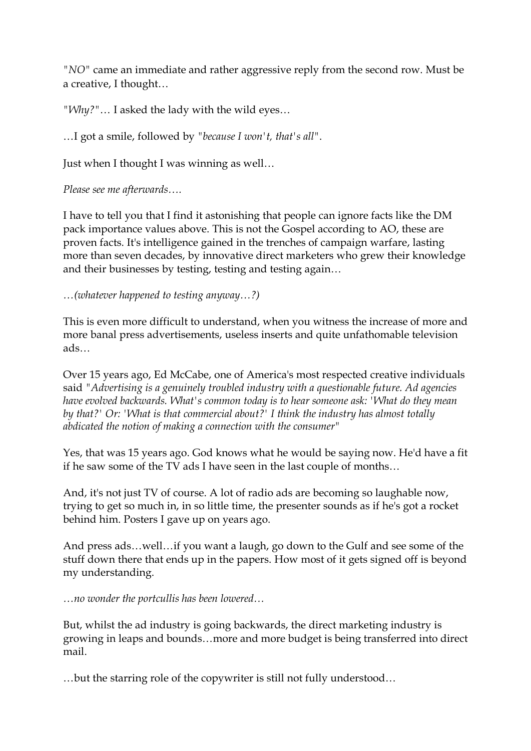"*NO*" came an immediate and rather aggressive reply from the second row. Must be a creative, I thought…

"*Why?*"… I asked the lady with the wild eyes…

…I got a smile, followed by *"because I won't, that's all"*.

Just when I thought I was winning as well…

*Please see me afterwards….*

I have to tell you that I find it astonishing that people can ignore facts like the DM pack importance values above. This is not the Gospel according to AO, these are proven facts. It's intelligence gained in the trenches of campaign warfare, lasting more than seven decades, by innovative direct marketers who grew their knowledge and their businesses by testing, testing and testing again…

*…(whatever happened to testing anyway…?)*

This is even more difficult to understand, when you witness the increase of more and more banal press advertisements, useless inserts and quite unfathomable television ads…

Over 15 years ago, Ed McCabe, one of America's most respected creative individuals said *"Advertising is a genuinely troubled industry with a questionable future. Ad agencies have evolved backwards. What's common today is to hear someone ask: 'What do they mean by that?' Or: 'What is that commercial about?' I think the industry has almost totally abdicated the notion of making a connection with the consumer"*

Yes, that was 15 years ago. God knows what he would be saying now. He'd have a fit if he saw some of the TV ads I have seen in the last couple of months…

And, it's not just TV of course. A lot of radio ads are becoming so laughable now, trying to get so much in, in so little time, the presenter sounds as if he's got a rocket behind him. Posters I gave up on years ago.

And press ads…well…if you want a laugh, go down to the Gulf and see some of the stuff down there that ends up in the papers. How most of it gets signed off is beyond my understanding.

*…no wonder the portcullis has been lowered…*

But, whilst the ad industry is going backwards, the direct marketing industry is growing in leaps and bounds…more and more budget is being transferred into direct mail.

…but the starring role of the copywriter is still not fully understood…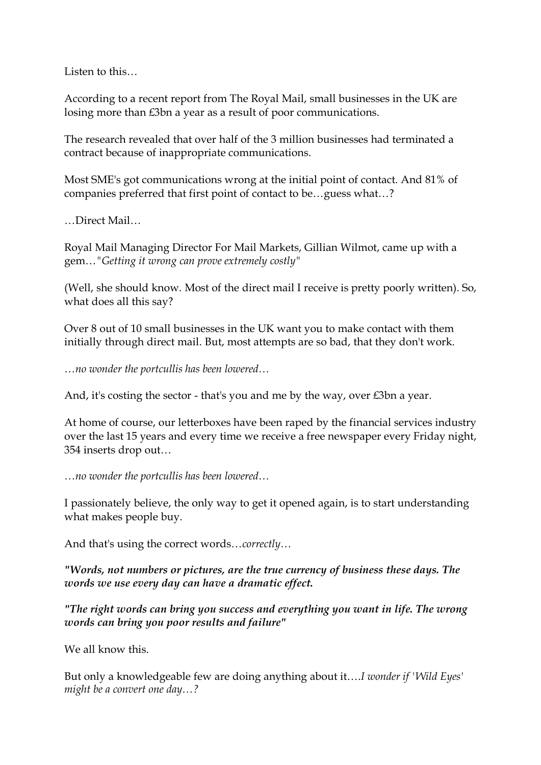Listen to this…

According to a recent report from The Royal Mail, small businesses in the UK are losing more than £3bn a year as a result of poor communications.

The research revealed that over half of the 3 million businesses had terminated a contract because of inappropriate communications.

Most SME's got communications wrong at the initial point of contact. And 81% of companies preferred that first point of contact to be…guess what…?

…Direct Mail…

Royal Mail Managing Director For Mail Markets, Gillian Wilmot, came up with a gem…*"Getting it wrong can prove extremely costly"*

(Well, she should know. Most of the direct mail I receive is pretty poorly written). So, what does all this say?

Over 8 out of 10 small businesses in the UK want you to make contact with them initially through direct mail. But, most attempts are so bad, that they don't work.

*…no wonder the portcullis has been lowered…*

And, it's costing the sector - that's you and me by the way, over £3bn a year.

At home of course, our letterboxes have been raped by the financial services industry over the last 15 years and every time we receive a free newspaper every Friday night, 354 inserts drop out…

*…no wonder the portcullis has been lowered…*

I passionately believe, the only way to get it opened again, is to start understanding what makes people buy.

And that's using the correct words…*correctly…*

***"Words, not numbers or pictures, are the true currency of business these days. The words we use every day can have a dramatic effect.***

***"The right words can bring you success and everything you want in life. The wrong words can bring you poor results and failure"***

We all know this.

But only a knowledgeable few are doing anything about it….*I wonder if 'Wild Eyes' might be a convert one day…?*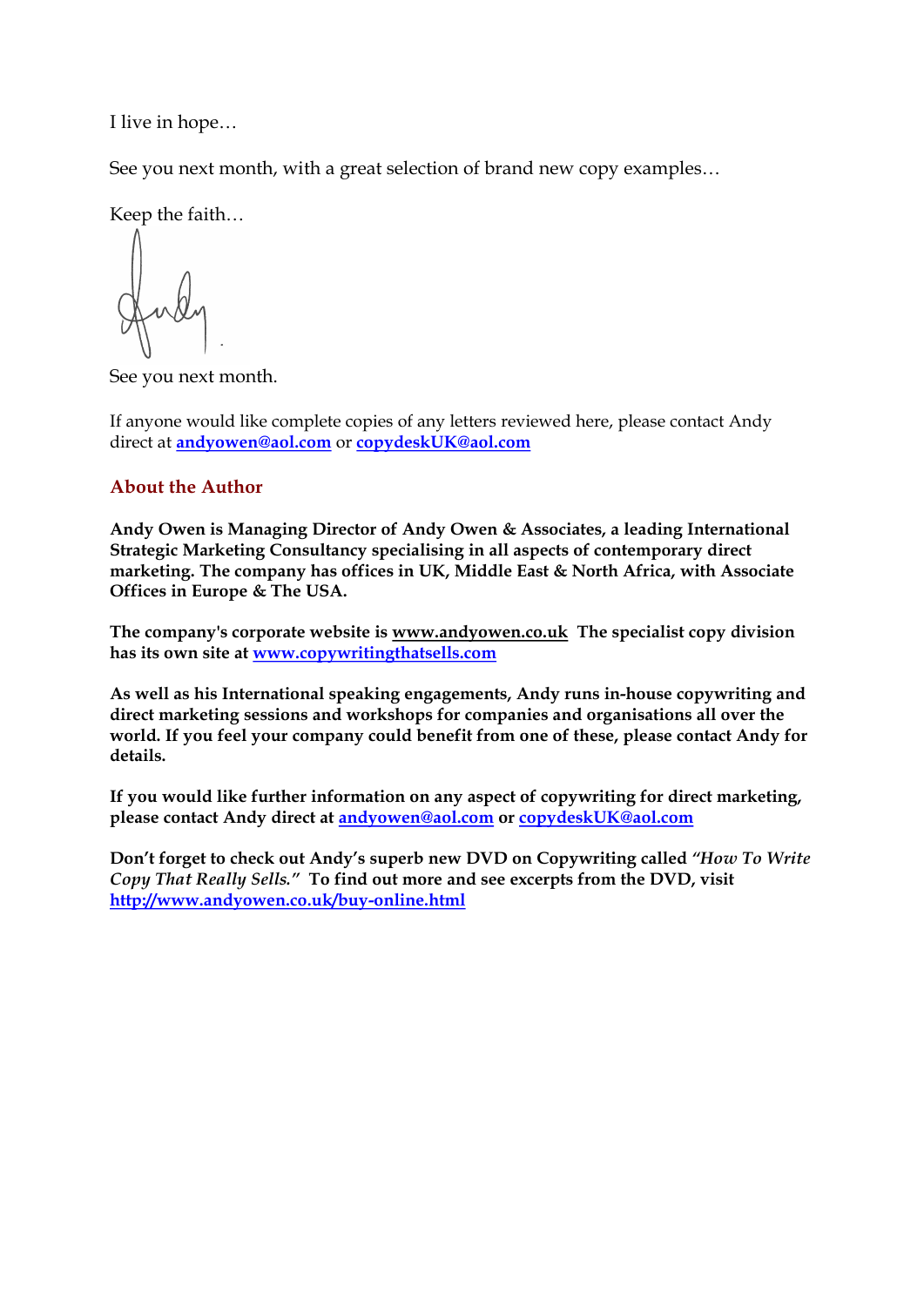I live in hope…

See you next month, with a great selection of brand new copy examples…

Keep the faith…

See you next month.

If anyone would like complete copies of any letters reviewed here, please contact Andy direct at **andyowen@aol.com** or **copydeskUK@aol.com**

## About the Author

**Andy Owen is Managing Director of Andy Owen & Associates, a leading International Strategic Marketing Consultancy specialising in all aspects of contemporary direct marketing. The company has offices in UK, Middle East & North Africa, with Associate Offices in Europe & The USA.**

**The company's corporate website is www.andyowen.co.uk The specialist copy division has its own site at www.copywritingthatsells.com**

**As well as his International speaking engagements, Andy runs in-house copywriting and direct marketing sessions and workshops for companies and organisations all over the world. If you feel your company could benefit from one of these, please contact Andy for details.**

**If you would like further information on any aspect of copywriting for direct marketing, please contact Andy direct at andyowen@aol.com or copydeskUK@aol.com**

**Don't forget to check out Andy's superb new DVD on Copywriting called *"How To Write Copy That Really Sells."* To find out more and see excerpts from the DVD, visit http://www.andyowen.co.uk/buy-online.html**